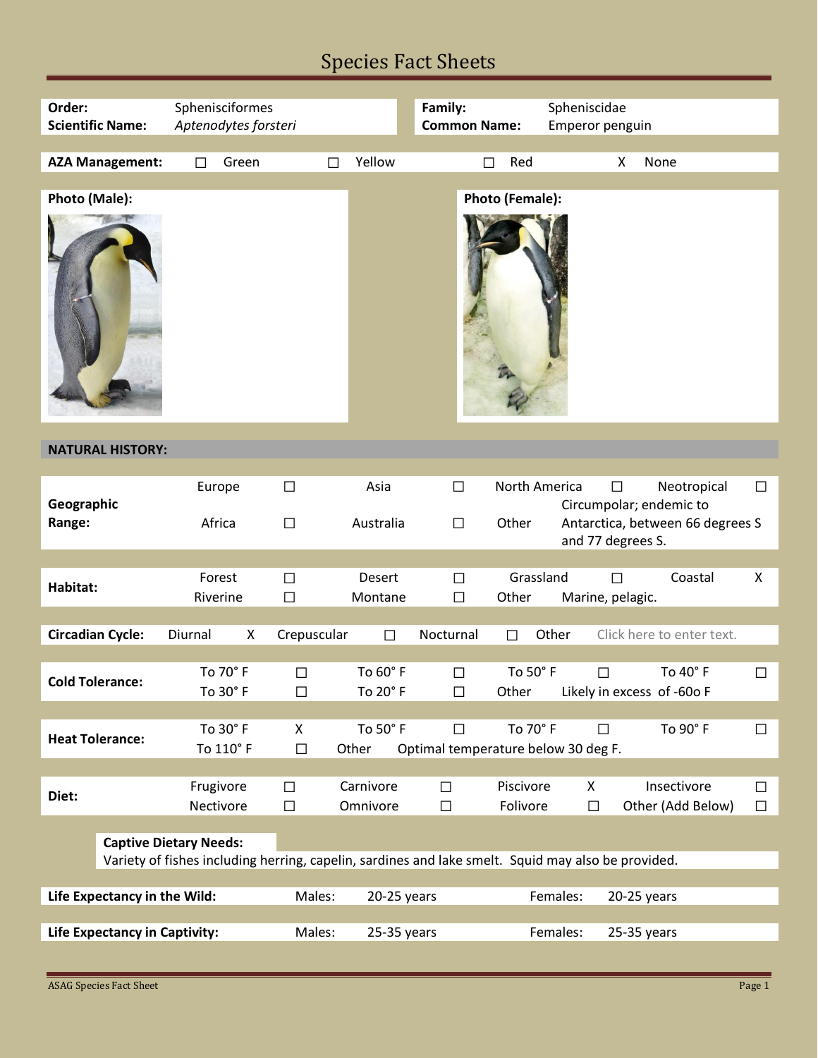# Species Fact Sheets

| | | | |
|---|---|---|---|
| **Order:** | Sphenisciformes | **Family:** | Spheniscidae |
| **Scientific Name:** | *Aptenodytes forsteri* | **Common Name:** | Emperor penguin |

| **AZA Management:** | ☐ | Green | ☐ | Yellow | ☐ | Red | X | None |
|---|---|---|---|---|---|---|---|---|

**Photo (Male):**

**Photo (Female):**

## NATURAL HISTORY:

| | | | | | | | | |
|---|---|---|---|---|---|---|---|---|
| **Geographic Range:** | Europe | ☐ | Asia | ☐ | North America | ☐ | Neotropical | ☐ |
| | Africa | ☐ | Australia | ☐ | Other | Circumpolar; endemic to Antarctica, between 66 degrees S and 77 degrees S. | | |

| | | | | | | | | |
|---|---|---|---|---|---|---|---|---|
| **Habitat:** | Forest | ☐ | Desert | ☐ | Grassland | ☐ | Coastal | X |
| | Riverine | ☐ | Montane | ☐ | Other | Marine, pelagic. | | |

| | | | | | | | | |
|---|---|---|---|---|---|---|---|---|
| **Circadian Cycle:** | Diurnal | X | Crepuscular | ☐ | Nocturnal | ☐ | Other | Click here to enter text. |

| | | | | | | | | |
|---|---|---|---|---|---|---|---|---|
| **Cold Tolerance:** | To 70° F | ☐ | To 60° F | ☐ | To 50° F | ☐ | To 40° F | ☐ |
| | To 30° F | ☐ | To 20° F | ☐ | Other | Likely in excess of -60o F | | |

| | | | | | | | | |
|---|---|---|---|---|---|---|---|---|
| **Heat Tolerance:** | To 30° F | X | To 50° F | ☐ | To 70° F | ☐ | To 90° F | ☐ |
| | To 110° F | ☐ | Other | Optimal temperature below 30 deg F. | | | | |

| | | | | | | | | |
|---|---|---|---|---|---|---|---|---|
| **Diet:** | Frugivore | ☐ | Carnivore | ☐ | Piscivore | X | Insectivore | ☐ |
| | Nectivore | ☐ | Omnivore | ☐ | Folivore | ☐ | Other (Add Below) | ☐ |

**Captive Dietary Needs:**
Variety of fishes including herring, capelin, sardines and lake smelt. Squid may also be provided.

| | | | | |
|---|---|---|---|---|
| **Life Expectancy in the Wild:** | Males: | 20-25 years | Females: | 20-25 years |
| **Life Expectancy in Captivity:** | Males: | 25-35 years | Females: | 25-35 years |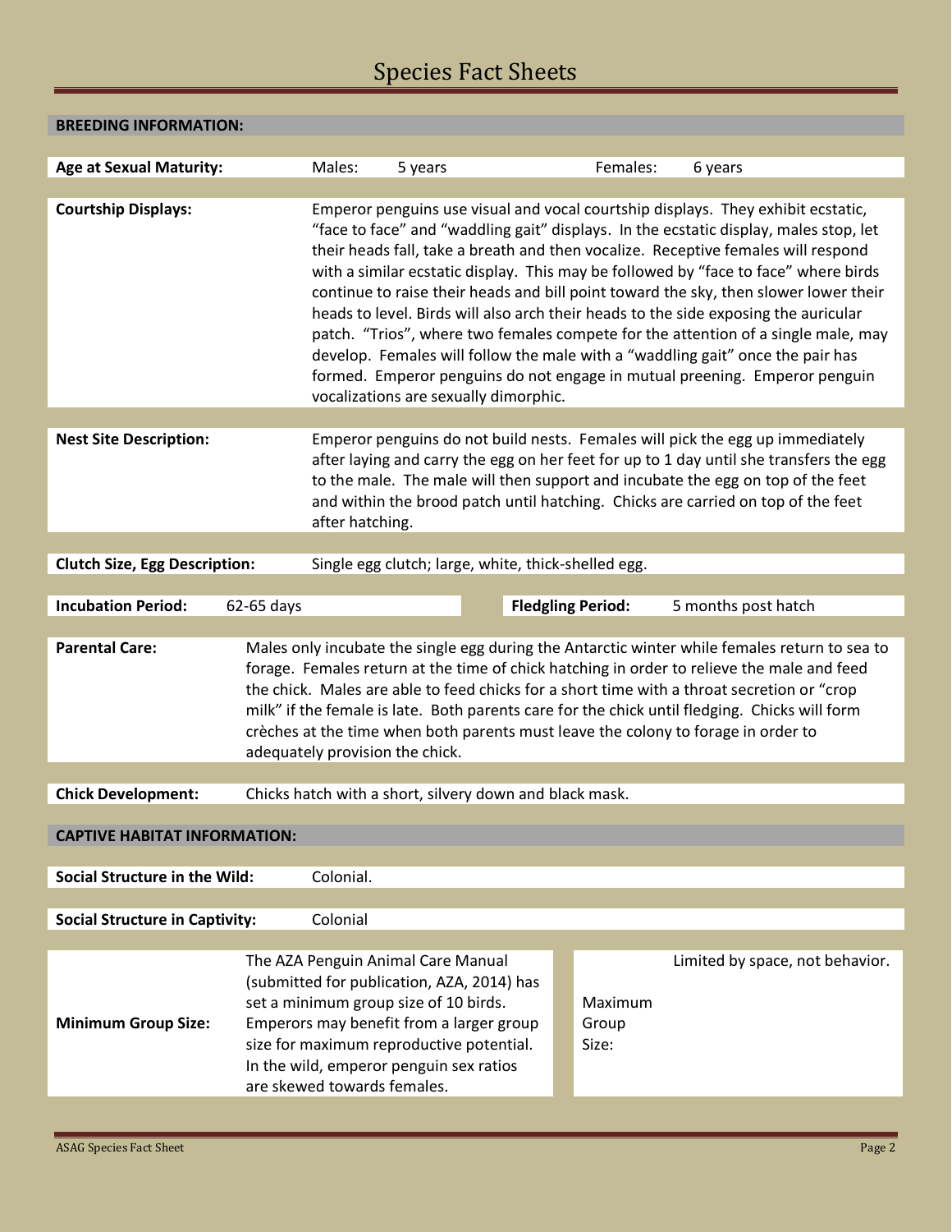## BREEDING INFORMATION:

**Age at Sexual Maturity:** Males: 5 years Females: 6 years

**Courtship Displays:** Emperor penguins use visual and vocal courtship displays. They exhibit ecstatic, "face to face" and "waddling gait" displays. In the ecstatic display, males stop, let their heads fall, take a breath and then vocalize. Receptive females will respond with a similar ecstatic display. This may be followed by "face to face" where birds continue to raise their heads and bill point toward the sky, then slower lower their heads to level. Birds will also arch their heads to the side exposing the auricular patch. "Trios", where two females compete for the attention of a single male, may develop. Females will follow the male with a "waddling gait" once the pair has formed. Emperor penguins do not engage in mutual preening. Emperor penguin vocalizations are sexually dimorphic.

**Nest Site Description:** Emperor penguins do not build nests. Females will pick the egg up immediately after laying and carry the egg on her feet for up to 1 day until she transfers the egg to the male. The male will then support and incubate the egg on top of the feet and within the brood patch until hatching. Chicks are carried on top of the feet after hatching.

**Clutch Size, Egg Description:** Single egg clutch; large, white, thick-shelled egg.

**Incubation Period:** 62-65 days

**Fledgling Period:** 5 months post hatch

**Parental Care:** Males only incubate the single egg during the Antarctic winter while females return to sea to forage. Females return at the time of chick hatching in order to relieve the male and feed the chick. Males are able to feed chicks for a short time with a throat secretion or "crop milk" if the female is late. Both parents care for the chick until fledging. Chicks will form crèches at the time when both parents must leave the colony to forage in order to adequately provision the chick.

**Chick Development:** Chicks hatch with a short, silvery down and black mask.

## CAPTIVE HABITAT INFORMATION:

**Social Structure in the Wild:** Colonial.

**Social Structure in Captivity:** Colonial

**Minimum Group Size:** The AZA Penguin Animal Care Manual (submitted for publication, AZA, 2014) has set a minimum group size of 10 birds. Emperors may benefit from a larger group size for maximum reproductive potential. In the wild, emperor penguin sex ratios are skewed towards females.

**Maximum Group Size:** Limited by space, not behavior.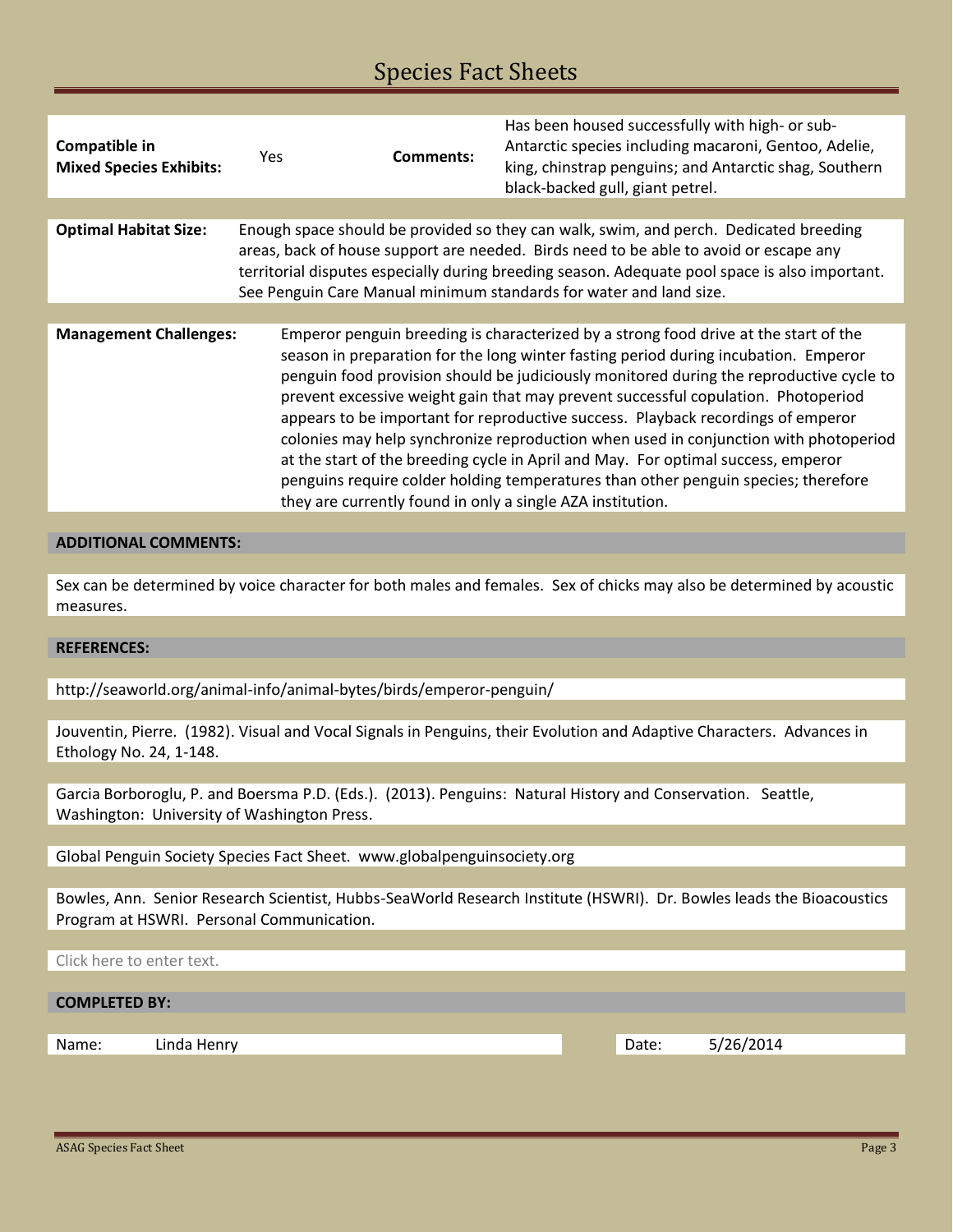# Species Fact Sheets

| | | | |
|---|---|---|---|
| **Compatible in Mixed Species Exhibits:** | Yes | **Comments:** | Has been housed successfully with high- or sub-Antarctic species including macaroni, Gentoo, Adelie, king, chinstrap penguins; and Antarctic shag, Southern black-backed gull, giant petrel. |

| | |
|---|---|
| **Optimal Habitat Size:** | Enough space should be provided so they can walk, swim, and perch. Dedicated breeding areas, back of house support are needed. Birds need to be able to avoid or escape any territorial disputes especially during breeding season. Adequate pool space is also important. See Penguin Care Manual minimum standards for water and land size. |

| | |
|---|---|
| **Management Challenges:** | Emperor penguin breeding is characterized by a strong food drive at the start of the season in preparation for the long winter fasting period during incubation. Emperor penguin food provision should be judiciously monitored during the reproductive cycle to prevent excessive weight gain that may prevent successful copulation. Photoperiod appears to be important for reproductive success. Playback recordings of emperor colonies may help synchronize reproduction when used in conjunction with photoperiod at the start of the breeding cycle in April and May. For optimal success, emperor penguins require colder holding temperatures than other penguin species; therefore they are currently found in only a single AZA institution. |

## ADDITIONAL COMMENTS:

Sex can be determined by voice character for both males and females. Sex of chicks may also be determined by acoustic measures.

## REFERENCES:

http://seaworld.org/animal-info/animal-bytes/birds/emperor-penguin/

Jouventin, Pierre. (1982). Visual and Vocal Signals in Penguins, their Evolution and Adaptive Characters. Advances in Ethology No. 24, 1-148.

Garcia Borboroglu, P. and Boersma P.D. (Eds.). (2013). Penguins: Natural History and Conservation. Seattle, Washington: University of Washington Press.

Global Penguin Society Species Fact Sheet. www.globalpenguinsociety.org

Bowles, Ann. Senior Research Scientist, Hubbs-SeaWorld Research Institute (HSWRI). Dr. Bowles leads the Bioacoustics Program at HSWRI. Personal Communication.

Click here to enter text.

## COMPLETED BY:

Name: Linda Henry

Date: 5/26/2014